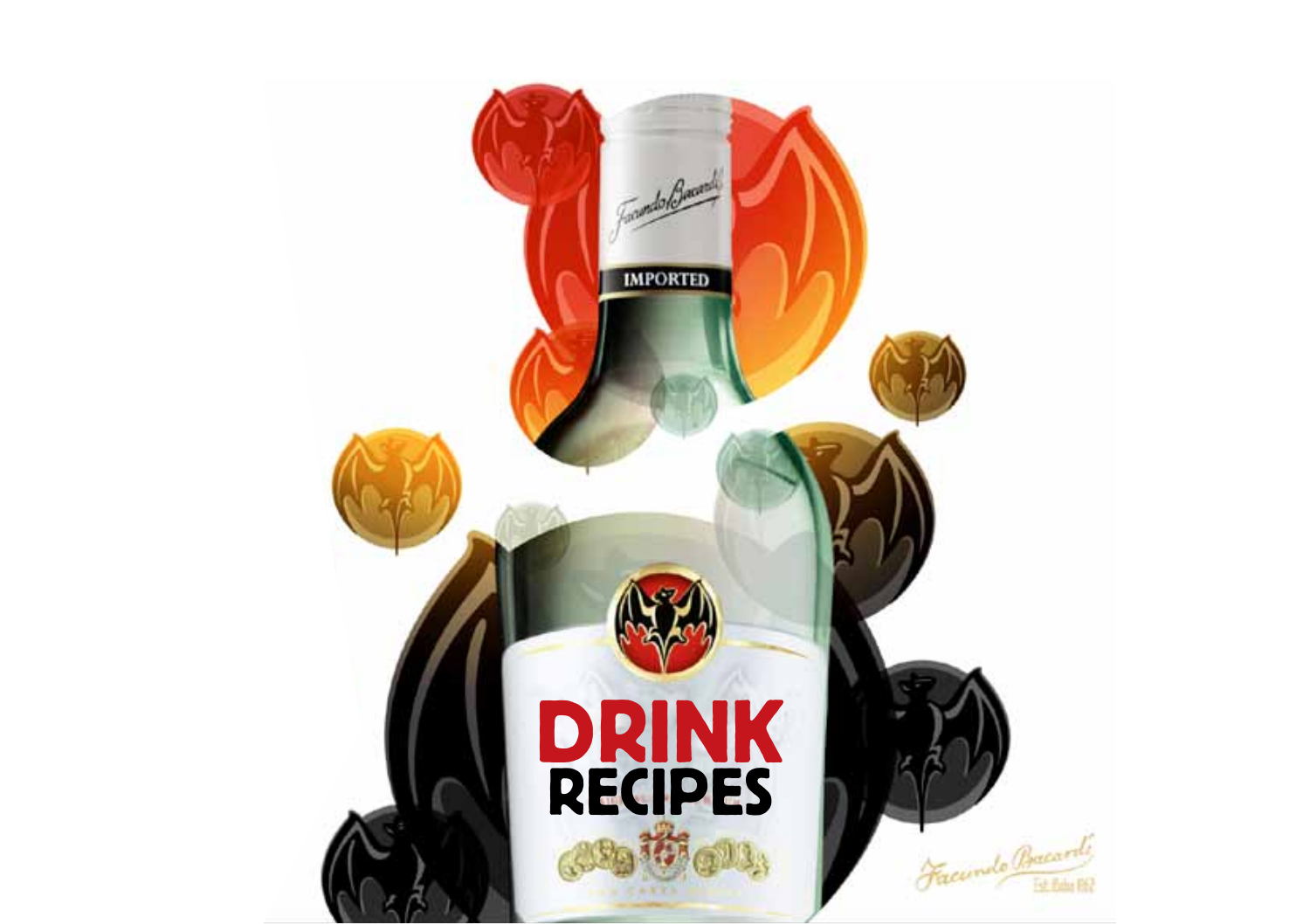# DRINK RECIPES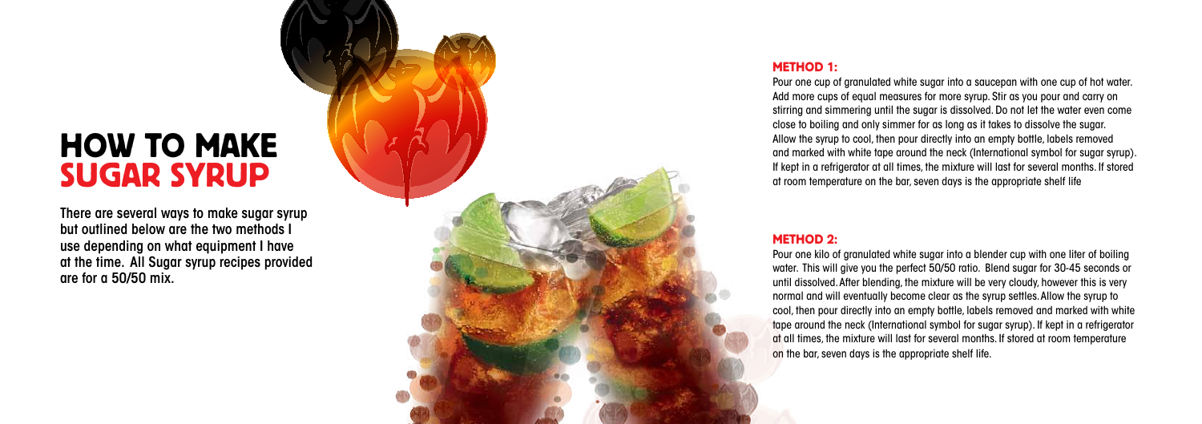# HOW TO MAKE SUGAR SYRUP

There are several ways to make sugar syrup but outlined below are the two methods I use depending on what equipment I have at the time. All Sugar syrup recipes provided are for a 50/50 mix.

### METHOD 1:

Pour one cup of granulated white sugar into a saucepan with one cup of hot water. Add more cups of equal measures for more syrup. Stir as you pour and carry on stirring and simmering until the sugar is dissolved. Do not let the water even come close to boiling and only simmer for as long as it takes to dissolve the sugar. Allow the syrup to cool, then pour directly into an empty bottle, labels removed and marked with white tape around the neck (International symbol for sugar syrup). If kept in a refrigerator at all times, the mixture will last for several months. If stored at room temperature on the bar, seven days is the appropriate shelf life

### METHOD 2:

Pour one kilo of granulated white sugar into a blender cup with one liter of boiling water. This will give you the perfect 50/50 ratio. Blend sugar for 30-45 seconds or until dissolved. After blending, the mixture will be very cloudy, however this is very normal and will eventually become clear as the syrup settles. Allow the syrup to cool, then pour directly into an empty bottle, labels removed and marked with white tape around the neck (International symbol for sugar syrup). If kept in a refrigerator at all times, the mixture will last for several months. If stored at room temperature on the bar, seven days is the appropriate shelf life.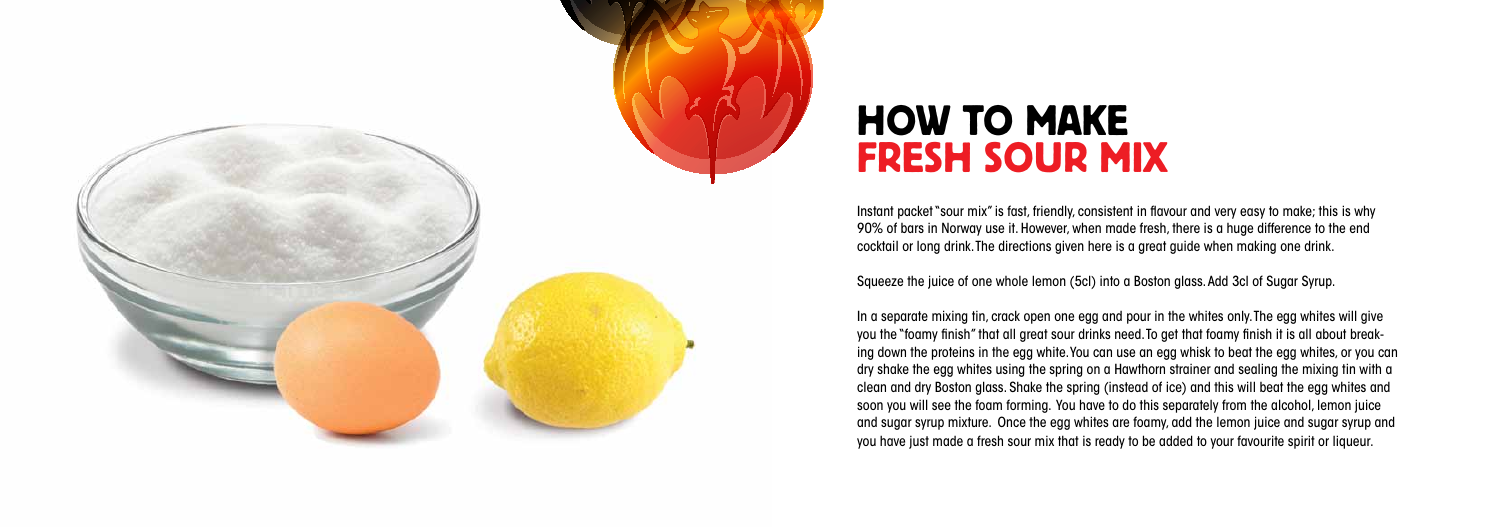# HOW TO MAKE FRESH SOUR MIX

Instant packet "sour mix" is fast, friendly, consistent in flavour and very easy to make; this is why 90% of bars in Norway use it. However, when made fresh, there is a huge difference to the end cocktail or long drink. The directions given here is a great guide when making one drink.

Squeeze the juice of one whole lemon (5cl) into a Boston glass. Add 3cl of Sugar Syrup.

In a separate mixing tin, crack open one egg and pour in the whites only. The egg whites will give you the "foamy finish" that all great sour drinks need. To get that foamy finish it is all about breaking down the proteins in the egg white. You can use an egg whisk to beat the egg whites, or you can dry shake the egg whites using the spring on a Hawthorn strainer and sealing the mixing tin with a clean and dry Boston glass. Shake the spring (instead of ice) and this will beat the egg whites and soon you will see the foam forming. You have to do this separately from the alcohol, lemon juice and sugar syrup mixture. Once the egg whites are foamy, add the lemon juice and sugar syrup and you have just made a fresh sour mix that is ready to be added to your favourite spirit or liqueur.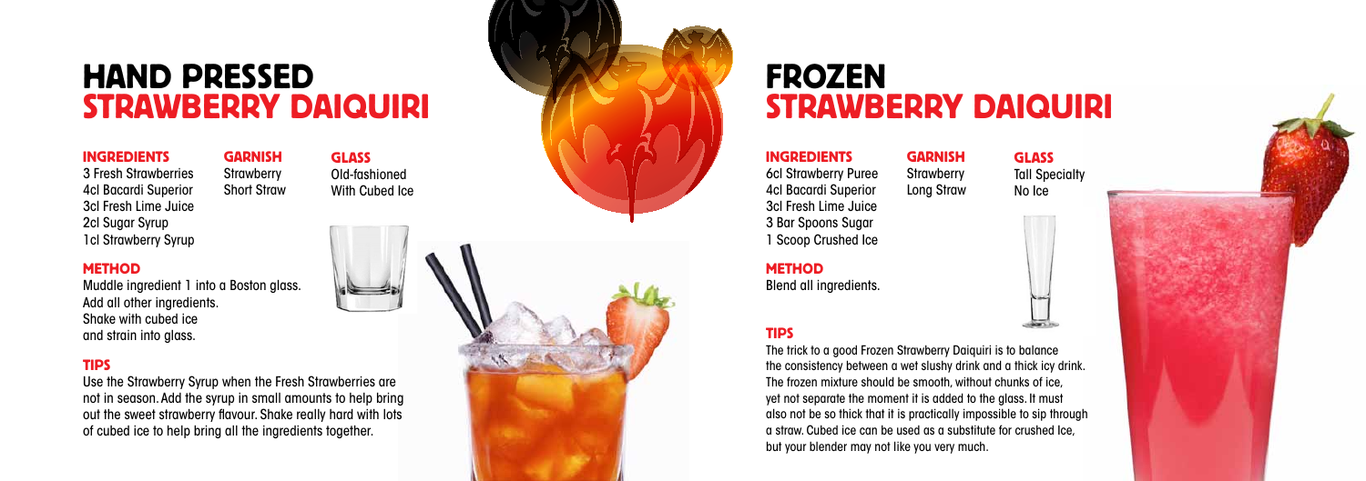# HAND PRESSED STRAWBERRY DAIQUIRI

### INGREDIENTS
3 Fresh Strawberries
4cl Bacardi Superior
3cl Fresh Lime Juice
2cl Sugar Syrup
1cl Strawberry Syrup

### GARNISH
Strawberry
Short Straw

### GLASS
Old-fashioned
With Cubed Ice

### METHOD
Muddle ingredient 1 into a Boston glass.
Add all other ingredients.
Shake with cubed ice
and strain into glass.

### TIPS
Use the Strawberry Syrup when the Fresh Strawberries are not in season. Add the syrup in small amounts to help bring out the sweet strawberry flavour. Shake really hard with lots of cubed ice to help bring all the ingredients together.

# FROZEN STRAWBERRY DAIQUIRI

### INGREDIENTS
6cl Strawberry Puree
4cl Bacardi Superior
3cl Fresh Lime Juice
3 Bar Spoons Sugar
1 Scoop Crushed Ice

### GARNISH
Strawberry
Long Straw

### GLASS
Tall Specialty
No Ice

### METHOD
Blend all ingredients.

### TIPS
The trick to a good Frozen Strawberry Daiquiri is to balance the consistency between a wet slushy drink and a thick icy drink. The frozen mixture should be smooth, without chunks of ice, yet not separate the moment it is added to the glass. It must also not be so thick that it is practically impossible to sip through a straw. Cubed ice can be used as a substitute for crushed Ice, but your blender may not like you very much.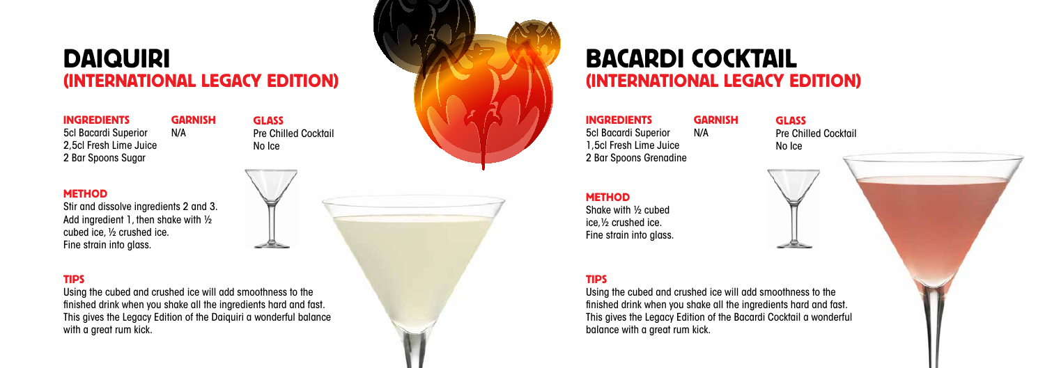# DAIQUIRI
## (INTERNATIONAL LEGACY EDITION)

**INGREDIENTS**
5cl Bacardi Superior
2,5cl Fresh Lime Juice
2 Bar Spoons Sugar

**GARNISH**
N/A

**GLASS**
Pre Chilled Cocktail
No Ice

**METHOD**
Stir and dissolve ingredients 2 and 3. Add ingredient 1, then shake with ½ cubed ice, ½ crushed ice. Fine strain into glass.

**TIPS**
Using the cubed and crushed ice will add smoothness to the finished drink when you shake all the ingredients hard and fast. This gives the Legacy Edition of the Daiquiri a wonderful balance with a great rum kick.

# BACARDI COCKTAIL
## (INTERNATIONAL LEGACY EDITION)

**INGREDIENTS**
5cl Bacardi Superior
1,5cl Fresh Lime Juice
2 Bar Spoons Grenadine

**GARNISH**
N/A

**GLASS**
Pre Chilled Cocktail
No Ice

**METHOD**
Shake with ½ cubed ice, ½ crushed ice. Fine strain into glass.

**TIPS**
Using the cubed and crushed ice will add smoothness to the finished drink when you shake all the ingredients hard and fast. This gives the Legacy Edition of the Bacardi Cocktail a wonderful balance with a great rum kick.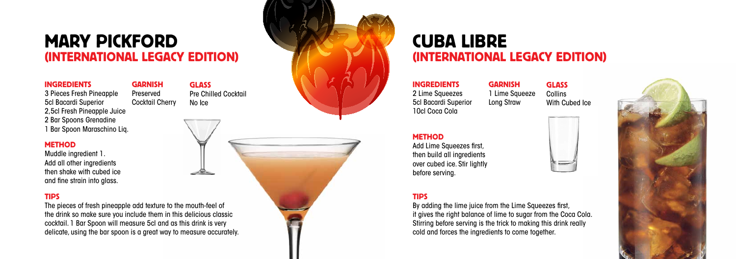# MARY PICKFORD (INTERNATIONAL LEGACY EDITION)

### INGREDIENTS

3 Pieces Fresh Pineapple
5cl Bacardi Superior
2,5cl Fresh Pineapple Juice
2 Bar Spoons Grenadine
1 Bar Spoon Maraschino Liq.

### GARNISH

Preserved Cocktail Cherry

### GLASS

Pre Chilled Cocktail
No Ice

### METHOD

Muddle ingredient 1.
Add all other ingredients then shake with cubed ice and fine strain into glass.

### TIPS

The pieces of fresh pineapple add texture to the mouth-feel of the drink so make sure you include them in this delicious classic cocktail. 1 Bar Spoon will measure 5cl and as this drink is very delicate, using the bar spoon is a great way to measure accurately.

# CUBA LIBRE (INTERNATIONAL LEGACY EDITION)

### INGREDIENTS

2 Lime Squeezes
5cl Bacardi Superior
10cl Coca Cola

### GARNISH

1 Lime Squeeze
Long Straw

### GLASS

Collins
With Cubed Ice

### METHOD

Add Lime Squeezes first, then build all ingredients over cubed ice. Stir lightly before serving.

### TIPS

By adding the lime juice from the Lime Squeezes first, it gives the right balance of lime to sugar from the Coca Cola. Stirring before serving is the trick to making this drink really cold and forces the ingredients to come together.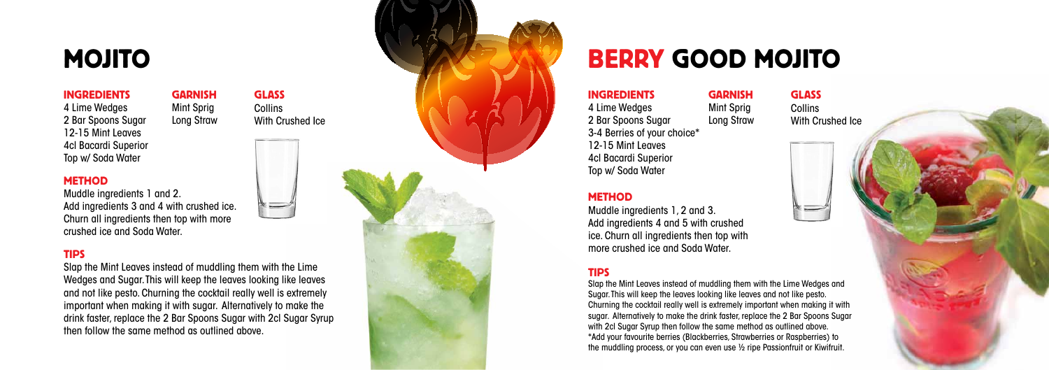# MOJITO

### INGREDIENTS

4 Lime Wedges
2 Bar Spoons Sugar
12-15 Mint Leaves
4cl Bacardi Superior
Top w/ Soda Water

### GARNISH

Mint Sprig
Long Straw

### GLASS

Collins
With Crushed Ice

### METHOD

Muddle ingredients 1 and 2.
Add ingredients 3 and 4 with crushed ice.
Churn all ingredients then top with more crushed ice and Soda Water.

### TIPS

Slap the Mint Leaves instead of muddling them with the Lime Wedges and Sugar. This will keep the leaves looking like leaves and not like pesto. Churning the cocktail really well is extremely important when making it with sugar. Alternatively to make the drink faster, replace the 2 Bar Spoons Sugar with 2cl Sugar Syrup then follow the same method as outlined above.

# BERRY GOOD MOJITO

### INGREDIENTS

4 Lime Wedges
2 Bar Spoons Sugar
3-4 Berries of your choice*
12-15 Mint Leaves
4cl Bacardi Superior
Top w/ Soda Water

### GARNISH

Mint Sprig
Long Straw

### GLASS

Collins
With Crushed Ice

### METHOD

Muddle ingredients 1, 2 and 3.
Add ingredients 4 and 5 with crushed ice. Churn all ingredients then top with more crushed ice and Soda Water.

### TIPS

Slap the Mint Leaves instead of muddling them with the Lime Wedges and Sugar. This will keep the leaves looking like leaves and not like pesto. Churning the cocktail really well is extremely important when making it with sugar. Alternatively to make the drink faster, replace the 2 Bar Spoons Sugar with 2cl Sugar Syrup then follow the same method as outlined above.
*Add your favourite berries (Blackberries, Strawberries or Raspberries) to the muddling process, or you can even use ½ ripe Passionfruit or Kiwifruit.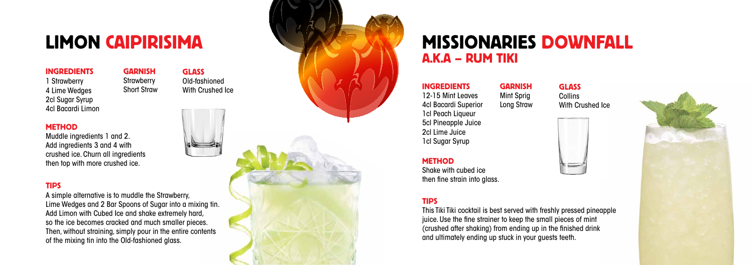# LIMON CAIPIRISIMA

### INGREDIENTS

1 Strawberry
4 Lime Wedges
2cl Sugar Syrup
4cl Bacardi Limon

### GARNISH

Strawberry
Short Straw

### GLASS

Old-fashioned
With Crushed Ice

### METHOD

Muddle ingredients 1 and 2.
Add ingredients 3 and 4 with crushed ice. Churn all ingredients then top with more crushed ice.

### TIPS

A simple alternative is to muddle the Strawberry, Lime Wedges and 2 Bar Spoons of Sugar into a mixing tin. Add Limon with Cubed Ice and shake extremely hard, so the ice becomes cracked and much smaller pieces. Then, without straining, simply pour in the entire contents of the mixing tin into the Old-fashioned glass.

# MISSIONARIES DOWNFALL

## A.K.A – RUM TIKI

### INGREDIENTS

12-15 Mint Leaves
4cl Bacardi Superior
1cl Peach Liqueur
5cl Pineapple Juice
2cl Lime Juice
1cl Sugar Syrup

### GARNISH

Mint Sprig
Long Straw

### GLASS

Collins
With Crushed Ice

### METHOD

Shake with cubed ice then fine strain into glass.

### TIPS

This Tiki Tiki cocktail is best served with freshly pressed pineapple juice. Use the fine strainer to keep the small pieces of mint (crushed after shaking) from ending up in the finished drink and ultimately ending up stuck in your guests teeth.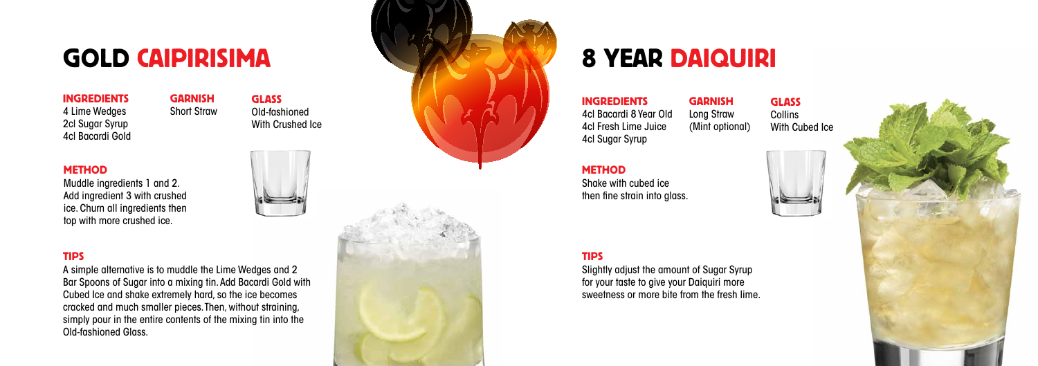# GOLD CAIPIRISIMA

**INGREDIENTS**
4 Lime Wedges
2cl Sugar Syrup
4cl Bacardi Gold

**GARNISH**
Short Straw

**GLASS**
Old-fashioned
With Crushed Ice

**METHOD**
Muddle ingredients 1 and 2. Add ingredient 3 with crushed ice. Churn all ingredients then top with more crushed ice.

**TIPS**
A simple alternative is to muddle the Lime Wedges and 2 Bar Spoons of Sugar into a mixing tin. Add Bacardi Gold with Cubed Ice and shake extremely hard, so the ice becomes cracked and much smaller pieces. Then, without straining, simply pour in the entire contents of the mixing tin into the Old-fashioned Glass.

# 8 YEAR DAIQUIRI

**INGREDIENTS**
4cl Bacardi 8 Year Old
4cl Fresh Lime Juice
4cl Sugar Syrup

**GARNISH**
Long Straw
(Mint optional)

**GLASS**
Collins
With Cubed Ice

**METHOD**
Shake with cubed ice then fine strain into glass.

**TIPS**
Slightly adjust the amount of Sugar Syrup for your taste to give your Daiquiri more sweetness or more bite from the fresh lime.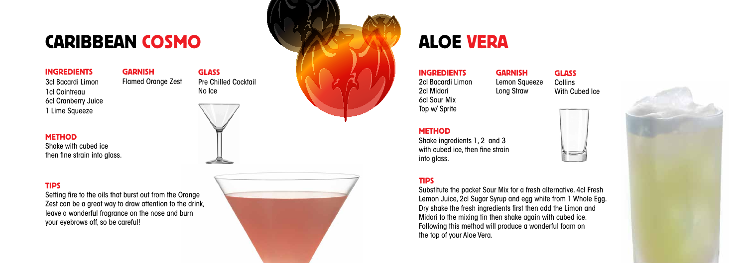# CARIBBEAN COSMO

### INGREDIENTS

3cl Bacardi Limon
1cl Cointreau
6cl Cranberry Juice
1 Lime Squeeze

### GARNISH

Flamed Orange Zest

### GLASS

Pre Chilled Cocktail
No Ice

### METHOD

Shake with cubed ice then fine strain into glass.

### TIPS

Setting fire to the oils that burst out from the Orange Zest can be a great way to draw attention to the drink, leave a wonderful fragrance on the nose and burn your eyebrows off, so be careful!

# ALOE VERA

### INGREDIENTS

2cl Bacardi Limon
2cl Midori
6cl Sour Mix
Top w/ Sprite

### GARNISH

Lemon Squeeze
Long Straw

### GLASS

Collins
With Cubed Ice

### METHOD

Shake ingredients 1, 2 and 3 with cubed ice, then fine strain into glass.

### TIPS

Substitute the packet Sour Mix for a fresh alternative. 4cl Fresh Lemon Juice, 2cl Sugar Syrup and egg white from 1 Whole Egg. Dry shake the fresh ingredients first then add the Limon and Midori to the mixing tin then shake again with cubed ice. Following this method will produce a wonderful foam on the top of your Aloe Vera.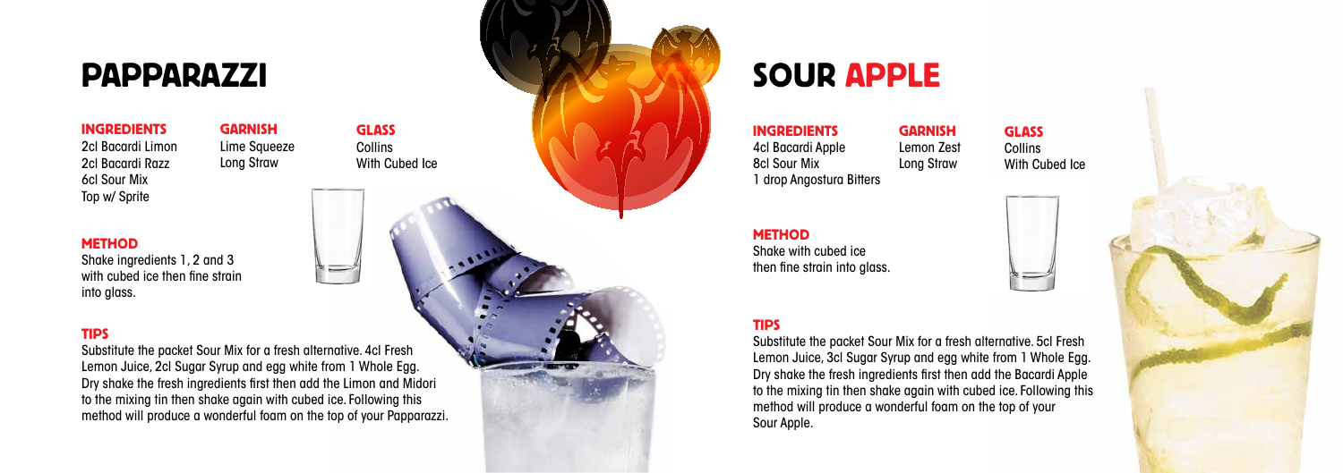# PAPPARAZZI

### INGREDIENTS

2cl Bacardi Limon
2cl Bacardi Razz
6cl Sour Mix
Top w/ Sprite

### GARNISH

Lime Squeeze
Long Straw

### GLASS

Collins
With Cubed Ice

### METHOD

Shake ingredients 1, 2 and 3 with cubed ice then fine strain into glass.

### TIPS

Substitute the packet Sour Mix for a fresh alternative. 4cl Fresh Lemon Juice, 2cl Sugar Syrup and egg white from 1 Whole Egg. Dry shake the fresh ingredients first then add the Limon and Midori to the mixing tin then shake again with cubed ice. Following this method will produce a wonderful foam on the top of your Papparazzi.

# SOUR APPLE

### INGREDIENTS

4cl Bacardi Apple
8cl Sour Mix
1 drop Angostura Bitters

### GARNISH

Lemon Zest
Long Straw

### GLASS

Collins
With Cubed Ice

### METHOD

Shake with cubed ice then fine strain into glass.

### TIPS

Substitute the packet Sour Mix for a fresh alternative. 5cl Fresh Lemon Juice, 3cl Sugar Syrup and egg white from 1 Whole Egg. Dry shake the fresh ingredients first then add the Bacardi Apple to the mixing tin then shake again with cubed ice. Following this method will produce a wonderful foam on the top of your Sour Apple.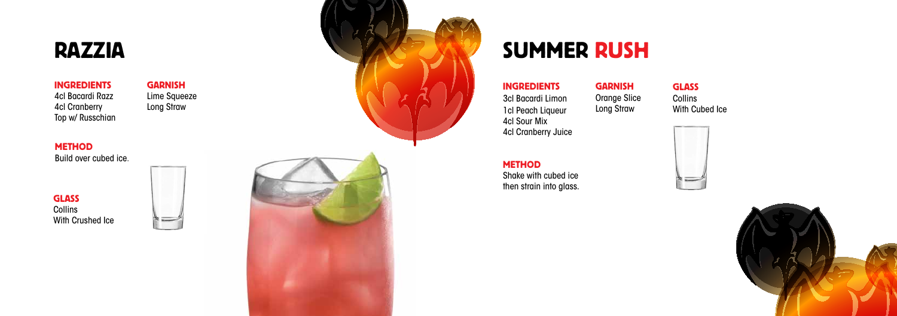# RAZZIA

**INGREDIENTS**
4cl Bacardi Razz
4cl Cranberry
Top w/ Russchian

**GARNISH**
Lime Squeeze
Long Straw

**METHOD**
Build over cubed ice.

**GLASS**
Collins
With Crushed Ice

# SUMMER RUSH

**INGREDIENTS**
3cl Bacardi Limon
1cl Peach Liqueur
4cl Sour Mix
4cl Cranberry Juice

**GARNISH**
Orange Slice
Long Straw

**GLASS**
Collins
With Cubed Ice

**METHOD**
Shake with cubed ice
then strain into glass.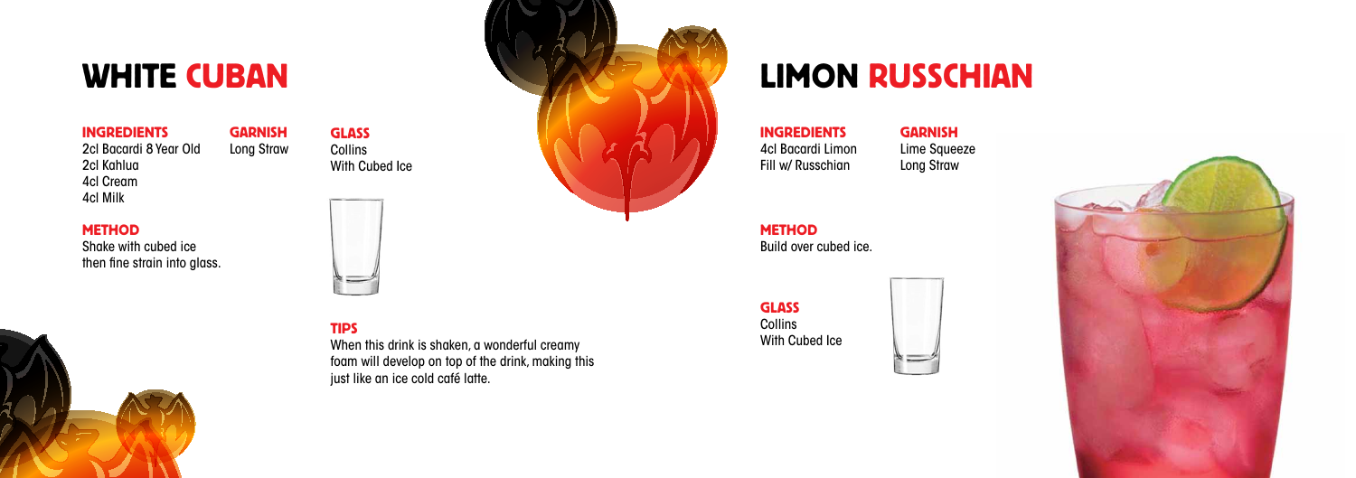# WHITE CUBAN

### INGREDIENTS

2cl Bacardi 8 Year Old
2cl Kahlua
4cl Cream
4cl Milk

### GARNISH

Long Straw

### GLASS

Collins
With Cubed Ice

### METHOD

Shake with cubed ice
then fine strain into glass.

### TIPS

When this drink is shaken, a wonderful creamy foam will develop on top of the drink, making this just like an ice cold café latte.

# LIMON RUSSCHIAN

### INGREDIENTS

4cl Bacardi Limon
Fill w/ Russchian

### GARNISH

Lime Squeeze
Long Straw

### METHOD

Build over cubed ice.

### GLASS

Collins
With Cubed Ice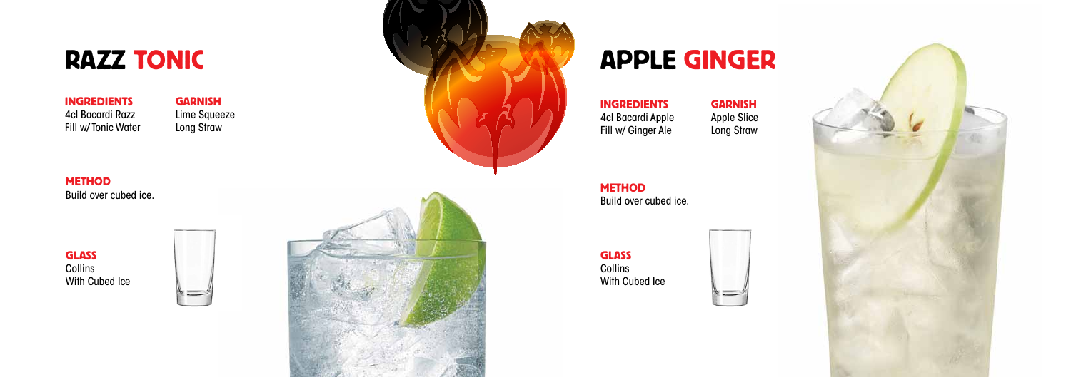# RAZZ TONIC

**INGREDIENTS**
4cl Bacardi Razz
Fill w/ Tonic Water

**GARNISH**
Lime Squeeze
Long Straw

**METHOD**
Build over cubed ice.

**GLASS**
Collins
With Cubed Ice

# APPLE GINGER

**INGREDIENTS**
4cl Bacardi Apple
Fill w/ Ginger Ale

**GARNISH**
Apple Slice
Long Straw

**METHOD**
Build over cubed ice.

**GLASS**
Collins
With Cubed Ice